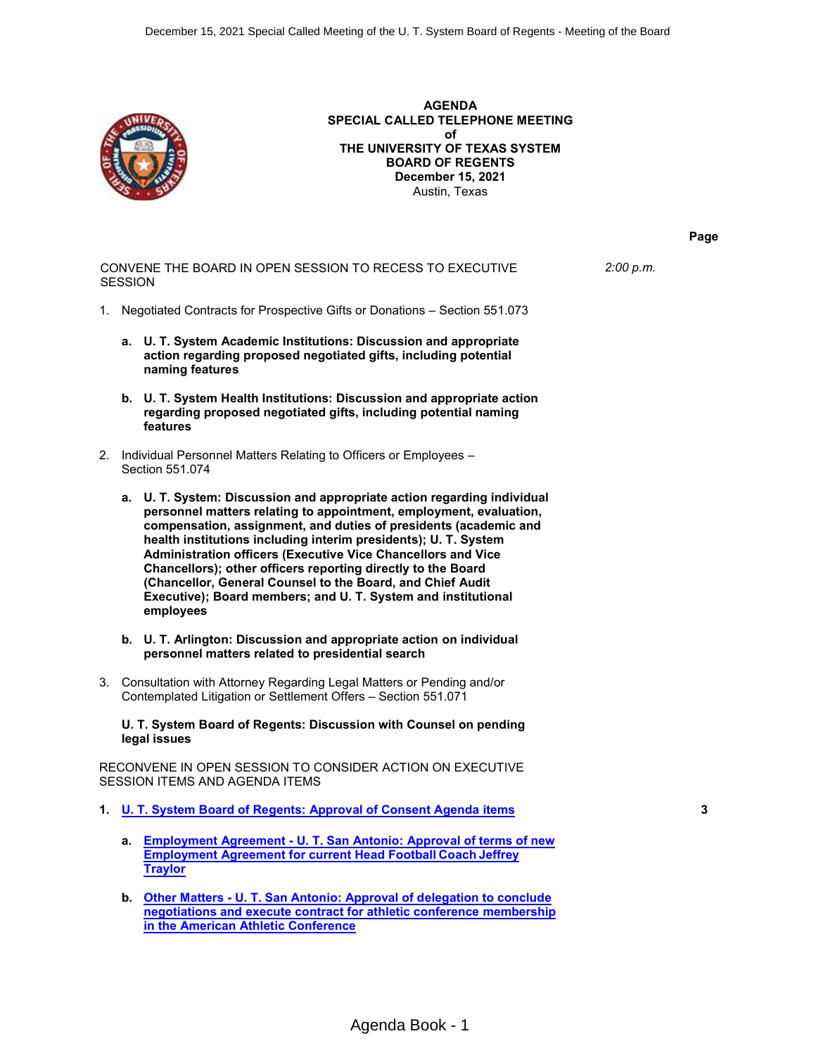# AGENDA
## SPECIAL CALLED TELEPHONE MEETING
## of
## THE UNIVERSITY OF TEXAS SYSTEM
## BOARD OF REGENTS
## December 15, 2021
Austin, Texas

| | | Page |
|---|---|---|
| CONVENE THE BOARD IN OPEN SESSION TO RECESS TO EXECUTIVE SESSION | *2:00 p.m.* | |

1. Negotiated Contracts for Prospective Gifts or Donations – Section 551.073

   a. **U. T. System Academic Institutions: Discussion and appropriate action regarding proposed negotiated gifts, including potential naming features**

   b. **U. T. System Health Institutions: Discussion and appropriate action regarding proposed negotiated gifts, including potential naming features**

2. Individual Personnel Matters Relating to Officers or Employees – Section 551.074

   a. **U. T. System: Discussion and appropriate action regarding individual personnel matters relating to appointment, employment, evaluation, compensation, assignment, and duties of presidents (academic and health institutions including interim presidents); U. T. System Administration officers (Executive Vice Chancellors and Vice Chancellors); other officers reporting directly to the Board (Chancellor, General Counsel to the Board, and Chief Audit Executive); Board members; and U. T. System and institutional employees**

   b. **U. T. Arlington: Discussion and appropriate action on individual personnel matters related to presidential search**

3. Consultation with Attorney Regarding Legal Matters or Pending and/or Contemplated Litigation or Settlement Offers – Section 551.071

   **U. T. System Board of Regents: Discussion with Counsel on pending legal issues**

RECONVENE IN OPEN SESSION TO CONSIDER ACTION ON EXECUTIVE SESSION ITEMS AND AGENDA ITEMS

1. **U. T. System Board of Regents: Approval of Consent Agenda items** — 3

   a. **Employment Agreement - U. T. San Antonio: Approval of terms of new Employment Agreement for current Head Football Coach Jeffrey Traylor**

   b. **Other Matters - U. T. San Antonio: Approval of delegation to conclude negotiations and execute contract for athletic conference membership in the American Athletic Conference**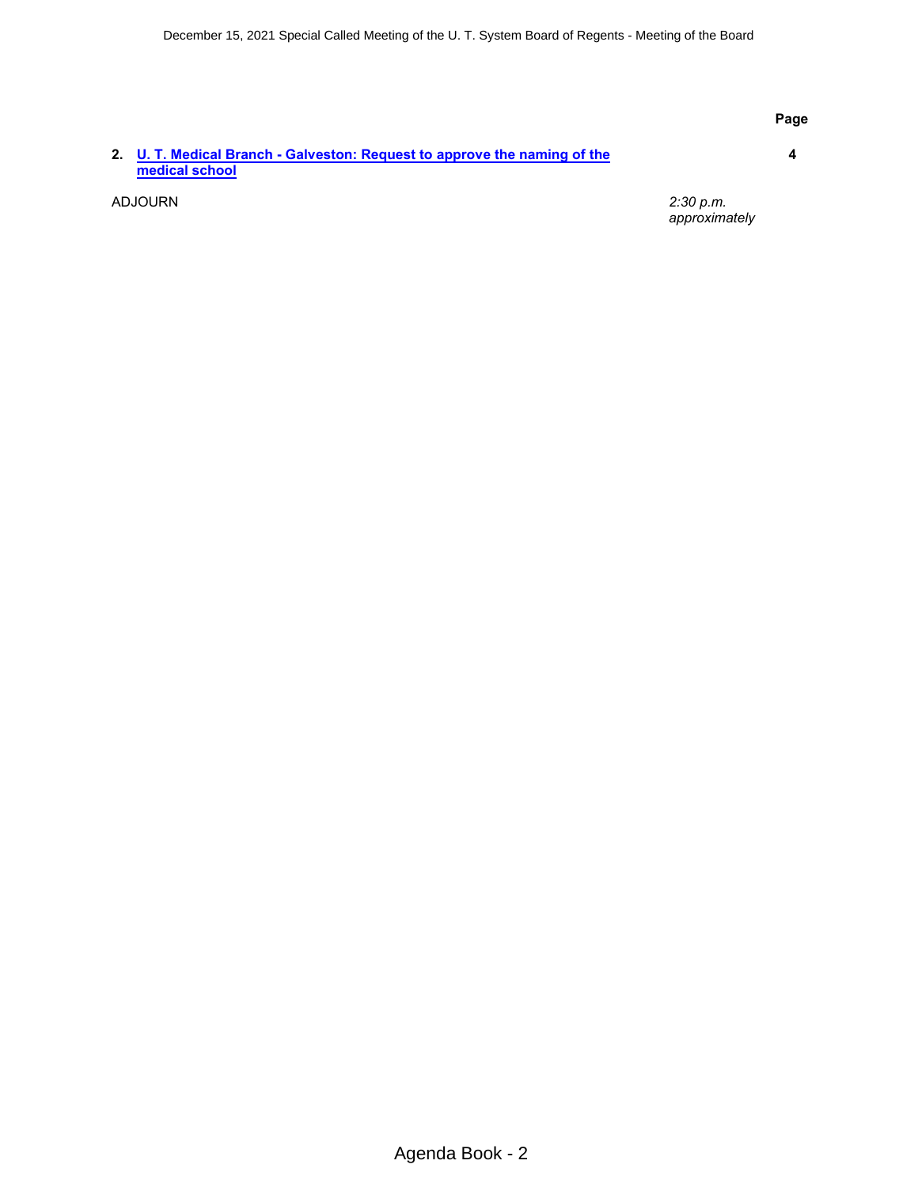| | | Page |
|---|---|---|
| 2. **U. T. Medical Branch - Galveston: Request to approve the naming of the medical school** | | **4** |
| ADJOURN | *2:30 p.m. approximately* | |

Agenda Book - 2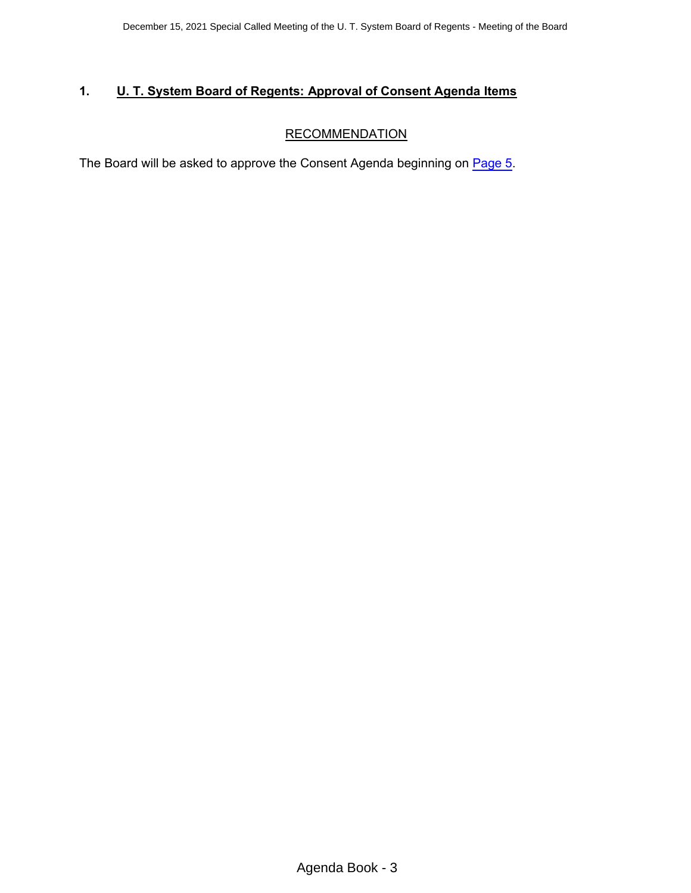## 1. U. T. System Board of Regents: Approval of Consent Agenda Items

### RECOMMENDATION

The Board will be asked to approve the Consent Agenda beginning on Page 5.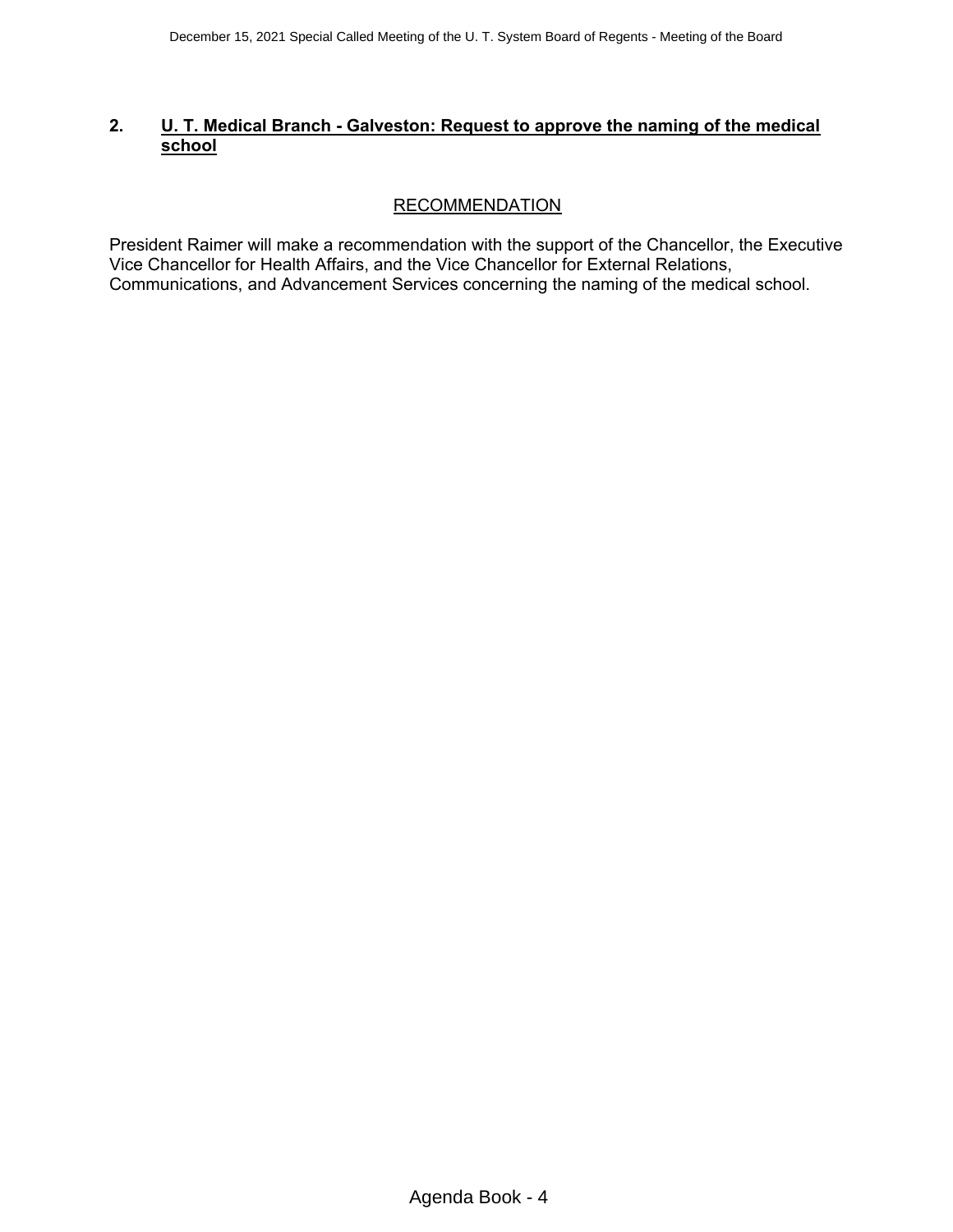## 2. U. T. Medical Branch - Galveston: Request to approve the naming of the medical school

### RECOMMENDATION

President Raimer will make a recommendation with the support of the Chancellor, the Executive Vice Chancellor for Health Affairs, and the Vice Chancellor for External Relations, Communications, and Advancement Services concerning the naming of the medical school.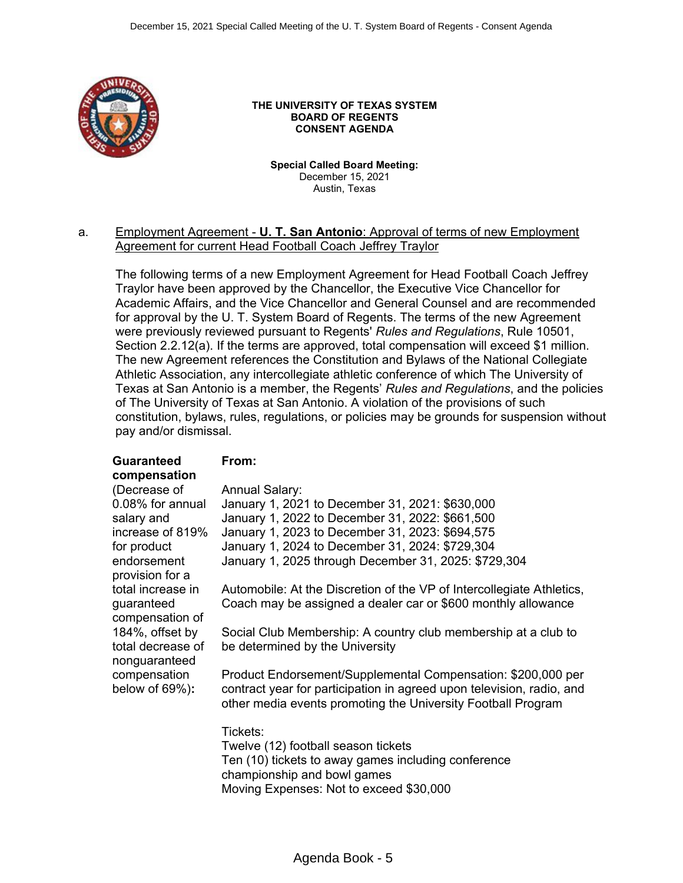**THE UNIVERSITY OF TEXAS SYSTEM**
**BOARD OF REGENTS**
**CONSENT AGENDA**

**Special Called Board Meeting:**
December 15, 2021
Austin, Texas

a. Employment Agreement - **U. T. San Antonio**: Approval of terms of new Employment Agreement for current Head Football Coach Jeffrey Traylor

The following terms of a new Employment Agreement for Head Football Coach Jeffrey Traylor have been approved by the Chancellor, the Executive Vice Chancellor for Academic Affairs, and the Vice Chancellor and General Counsel and are recommended for approval by the U. T. System Board of Regents. The terms of the new Agreement were previously reviewed pursuant to Regents' *Rules and Regulations*, Rule 10501, Section 2.2.12(a). If the terms are approved, total compensation will exceed $1 million. The new Agreement references the Constitution and Bylaws of the National Collegiate Athletic Association, any intercollegiate athletic conference of which The University of Texas at San Antonio is a member, the Regents' *Rules and Regulations*, and the policies of The University of Texas at San Antonio. A violation of the provisions of such constitution, bylaws, rules, regulations, or policies may be grounds for suspension without pay and/or dismissal.

| | |
|---|---|
| **Guaranteed compensation** (Decrease of 0.08% for annual salary and increase of 819% for product endorsement provision for a total increase in guaranteed compensation of 184%, offset by total decrease of nonguaranteed compensation below of 69%)**:** | **From:** |
| | Annual Salary:<br>January 1, 2021 to December 31, 2021: $630,000<br>January 1, 2022 to December 31, 2022: $661,500<br>January 1, 2023 to December 31, 2023: $694,575<br>January 1, 2024 to December 31, 2024: $729,304<br>January 1, 2025 through December 31, 2025: $729,304 |
| | Automobile: At the Discretion of the VP of Intercollegiate Athletics, Coach may be assigned a dealer car or $600 monthly allowance |
| | Social Club Membership: A country club membership at a club to be determined by the University |
| | Product Endorsement/Supplemental Compensation: $200,000 per contract year for participation in agreed upon television, radio, and other media events promoting the University Football Program |
| | Tickets:<br>Twelve (12) football season tickets<br>Ten (10) tickets to away games including conference championship and bowl games<br>Moving Expenses: Not to exceed $30,000 |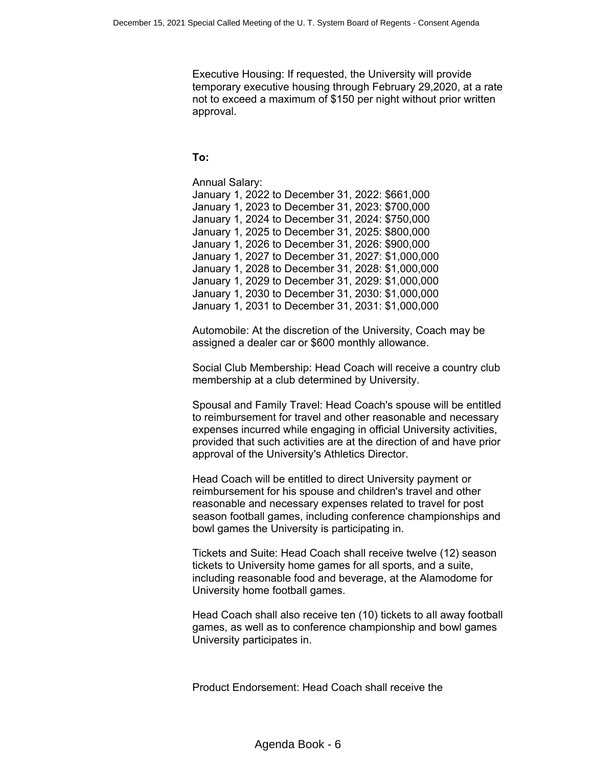Executive Housing: If requested, the University will provide temporary executive housing through February 29,2020, at a rate not to exceed a maximum of $150 per night without prior written approval.

**To:**

Annual Salary:
January 1, 2022 to December 31, 2022: $661,000
January 1, 2023 to December 31, 2023: $700,000
January 1, 2024 to December 31, 2024: $750,000
January 1, 2025 to December 31, 2025: $800,000
January 1, 2026 to December 31, 2026: $900,000
January 1, 2027 to December 31, 2027: $1,000,000
January 1, 2028 to December 31, 2028: $1,000,000
January 1, 2029 to December 31, 2029: $1,000,000
January 1, 2030 to December 31, 2030: $1,000,000
January 1, 2031 to December 31, 2031: $1,000,000

Automobile: At the discretion of the University, Coach may be assigned a dealer car or $600 monthly allowance.

Social Club Membership: Head Coach will receive a country club membership at a club determined by University.

Spousal and Family Travel: Head Coach's spouse will be entitled to reimbursement for travel and other reasonable and necessary expenses incurred while engaging in official University activities, provided that such activities are at the direction of and have prior approval of the University's Athletics Director.

Head Coach will be entitled to direct University payment or reimbursement for his spouse and children's travel and other reasonable and necessary expenses related to travel for post season football games, including conference championships and bowl games the University is participating in.

Tickets and Suite: Head Coach shall receive twelve (12) season tickets to University home games for all sports, and a suite, including reasonable food and beverage, at the Alamodome for University home football games.

Head Coach shall also receive ten (10) tickets to all away football games, as well as to conference championship and bowl games University participates in.

Product Endorsement: Head Coach shall receive the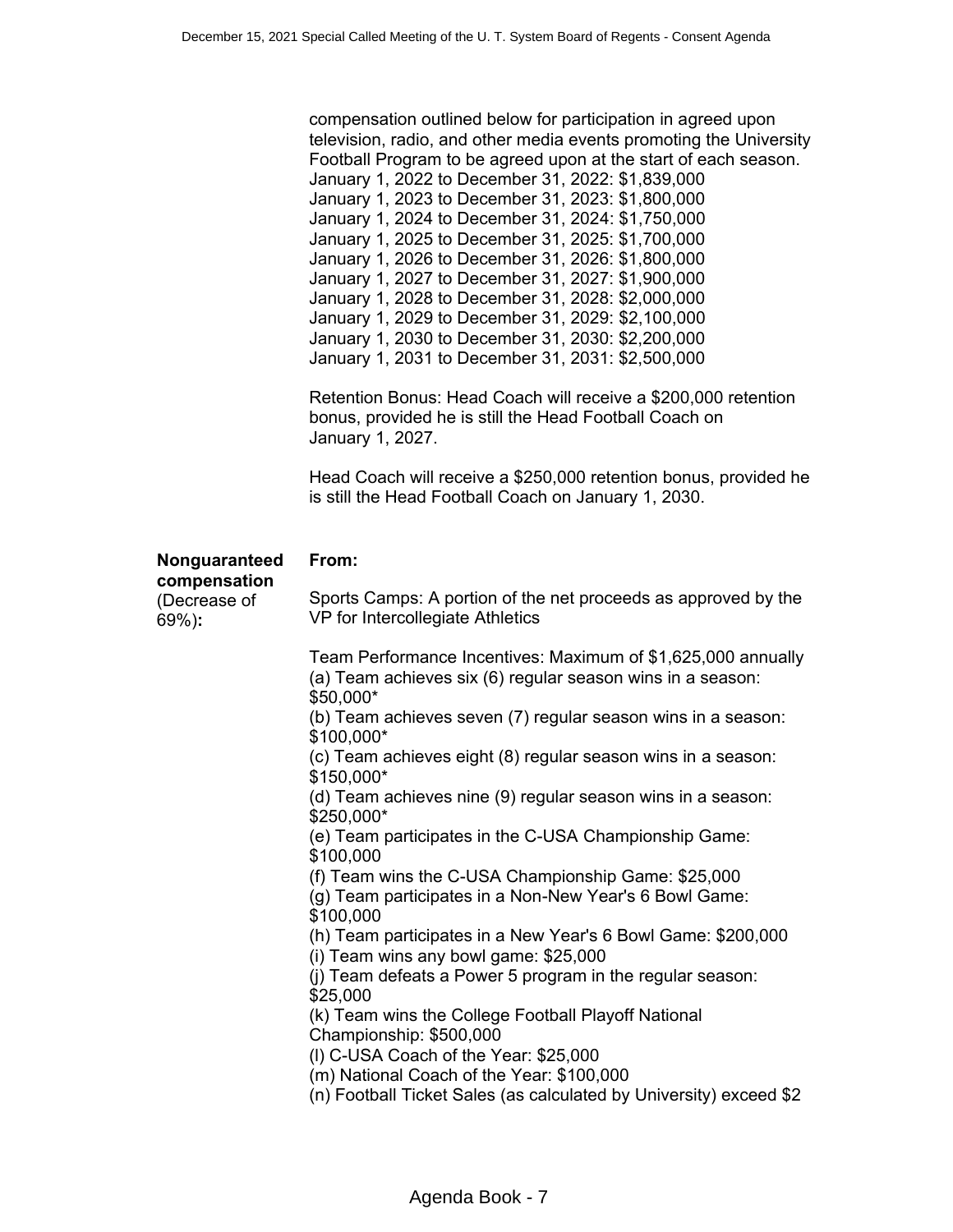compensation outlined below for participation in agreed upon television, radio, and other media events promoting the University Football Program to be agreed upon at the start of each season.
January 1, 2022 to December 31, 2022: $1,839,000
January 1, 2023 to December 31, 2023: $1,800,000
January 1, 2024 to December 31, 2024: $1,750,000
January 1, 2025 to December 31, 2025: $1,700,000
January 1, 2026 to December 31, 2026: $1,800,000
January 1, 2027 to December 31, 2027: $1,900,000
January 1, 2028 to December 31, 2028: $2,000,000
January 1, 2029 to December 31, 2029: $2,100,000
January 1, 2030 to December 31, 2030: $2,200,000
January 1, 2031 to December 31, 2031: $2,500,000

Retention Bonus: Head Coach will receive a $200,000 retention bonus, provided he is still the Head Football Coach on January 1, 2027.

Head Coach will receive a $250,000 retention bonus, provided he is still the Head Football Coach on January 1, 2030.

**Nonguaranteed compensation** (Decrease of 69%)**:**

**From:**

Sports Camps: A portion of the net proceeds as approved by the VP for Intercollegiate Athletics

Team Performance Incentives: Maximum of $1,625,000 annually
(a) Team achieves six (6) regular season wins in a season: $50,000*
(b) Team achieves seven (7) regular season wins in a season: $100,000*
(c) Team achieves eight (8) regular season wins in a season: $150,000*
(d) Team achieves nine (9) regular season wins in a season: $250,000*
(e) Team participates in the C-USA Championship Game: $100,000
(f) Team wins the C-USA Championship Game: $25,000
(g) Team participates in a Non-New Year's 6 Bowl Game: $100,000
(h) Team participates in a New Year's 6 Bowl Game: $200,000
(i) Team wins any bowl game: $25,000
(j) Team defeats a Power 5 program in the regular season: $25,000
(k) Team wins the College Football Playoff National Championship: $500,000
(l) C-USA Coach of the Year: $25,000
(m) National Coach of the Year: $100,000
(n) Football Ticket Sales (as calculated by University) exceed $2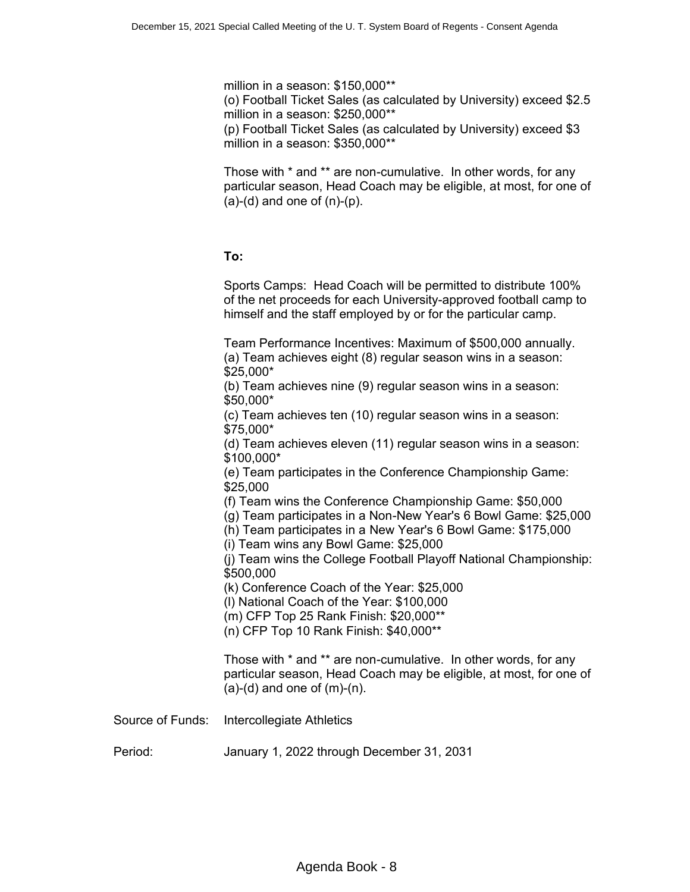million in a season: $150,000**
(o) Football Ticket Sales (as calculated by University) exceed $2.5 million in a season: $250,000**
(p) Football Ticket Sales (as calculated by University) exceed $3 million in a season: $350,000**

Those with * and ** are non-cumulative. In other words, for any particular season, Head Coach may be eligible, at most, for one of (a)-(d) and one of (n)-(p).

**To:**

Sports Camps: Head Coach will be permitted to distribute 100% of the net proceeds for each University-approved football camp to himself and the staff employed by or for the particular camp.

Team Performance Incentives: Maximum of $500,000 annually.
(a) Team achieves eight (8) regular season wins in a season: $25,000*
(b) Team achieves nine (9) regular season wins in a season: $50,000*
(c) Team achieves ten (10) regular season wins in a season: $75,000*
(d) Team achieves eleven (11) regular season wins in a season: $100,000*
(e) Team participates in the Conference Championship Game: $25,000
(f) Team wins the Conference Championship Game: $50,000
(g) Team participates in a Non-New Year's 6 Bowl Game: $25,000
(h) Team participates in a New Year's 6 Bowl Game: $175,000
(i) Team wins any Bowl Game: $25,000
(j) Team wins the College Football Playoff National Championship: $500,000
(k) Conference Coach of the Year: $25,000
(l) National Coach of the Year: $100,000
(m) CFP Top 25 Rank Finish: $20,000**
(n) CFP Top 10 Rank Finish: $40,000**

Those with * and ** are non-cumulative. In other words, for any particular season, Head Coach may be eligible, at most, for one of (a)-(d) and one of (m)-(n).

Source of Funds: Intercollegiate Athletics

Period: January 1, 2022 through December 31, 2031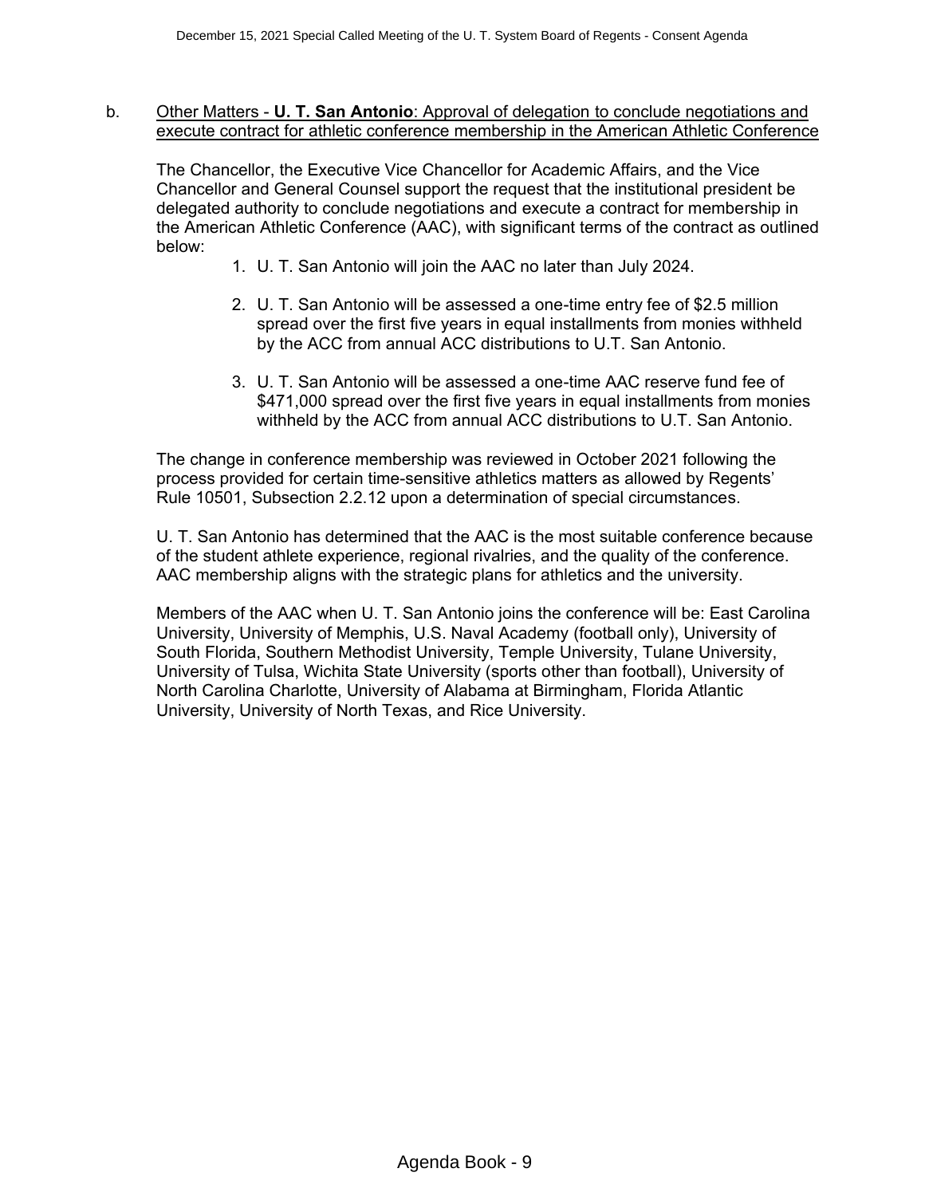b. Other Matters - **U. T. San Antonio**: Approval of delegation to conclude negotiations and execute contract for athletic conference membership in the American Athletic Conference

The Chancellor, the Executive Vice Chancellor for Academic Affairs, and the Vice Chancellor and General Counsel support the request that the institutional president be delegated authority to conclude negotiations and execute a contract for membership in the American Athletic Conference (AAC), with significant terms of the contract as outlined below:

1. U. T. San Antonio will join the AAC no later than July 2024.
2. U. T. San Antonio will be assessed a one-time entry fee of $2.5 million spread over the first five years in equal installments from monies withheld by the ACC from annual ACC distributions to U.T. San Antonio.
3. U. T. San Antonio will be assessed a one-time AAC reserve fund fee of $471,000 spread over the first five years in equal installments from monies withheld by the ACC from annual ACC distributions to U.T. San Antonio.

The change in conference membership was reviewed in October 2021 following the process provided for certain time-sensitive athletics matters as allowed by Regents' Rule 10501, Subsection 2.2.12 upon a determination of special circumstances.

U. T. San Antonio has determined that the AAC is the most suitable conference because of the student athlete experience, regional rivalries, and the quality of the conference. AAC membership aligns with the strategic plans for athletics and the university.

Members of the AAC when U. T. San Antonio joins the conference will be: East Carolina University, University of Memphis, U.S. Naval Academy (football only), University of South Florida, Southern Methodist University, Temple University, Tulane University, University of Tulsa, Wichita State University (sports other than football), University of North Carolina Charlotte, University of Alabama at Birmingham, Florida Atlantic University, University of North Texas, and Rice University.